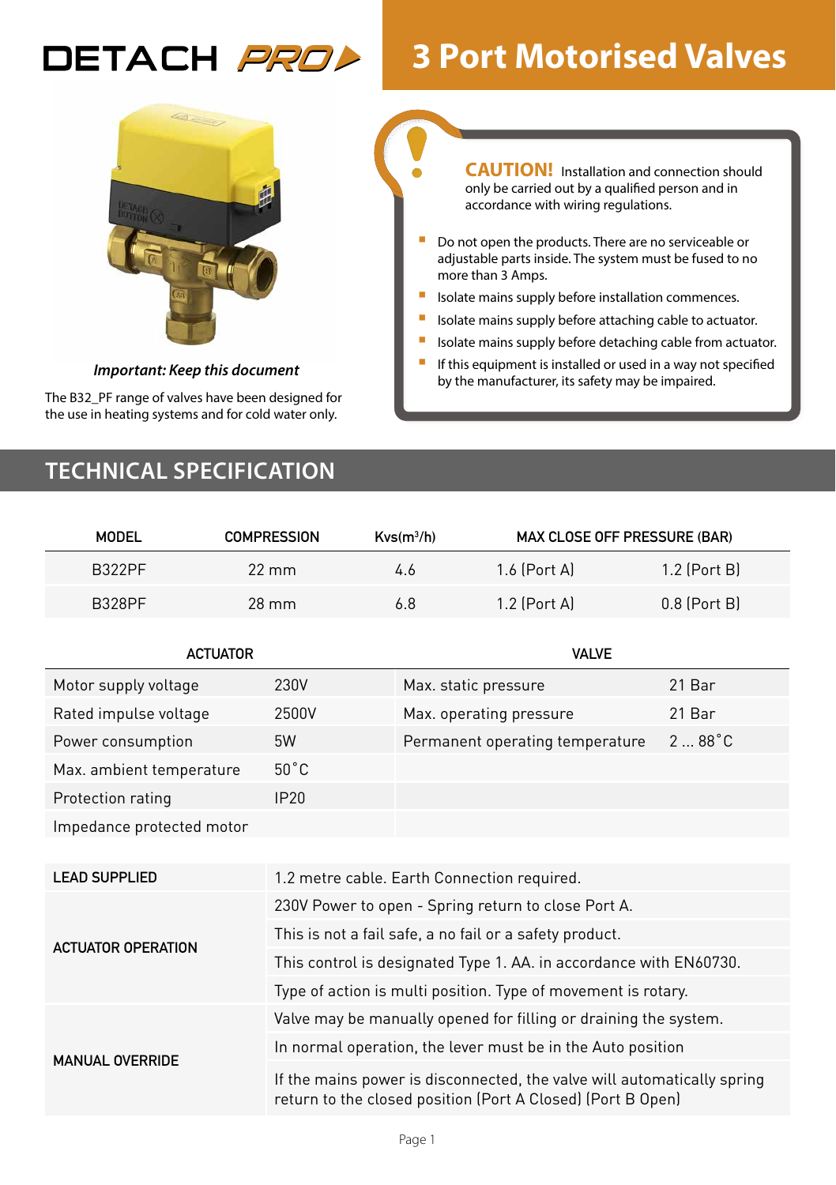# DETACH PRO

# 3 Port Motorised Valves

***Important: Keep this document***

The B32_PF range of valves have been designed for the use in heating systems and for cold water only.

**CAUTION!** Installation and connection should only be carried out by a qualified person and in accordance with wiring regulations.

- Do not open the products. There are no serviceable or adjustable parts inside. The system must be fused to no more than 3 Amps.
- Isolate mains supply before installation commences.
- Isolate mains supply before attaching cable to actuator.
- Isolate mains supply before detaching cable from actuator.
- If this equipment is installed or used in a way not specified by the manufacturer, its safety may be impaired.

## TECHNICAL SPECIFICATION

| MODEL | COMPRESSION | Kvs($m^3$/h) | MAX CLOSE OFF PRESSURE (BAR) | |
|---|---|---|---|---|
| B322PF | 22 mm | 4.6 | 1.6 (Port A) | 1.2 (Port B) |
| B328PF | 28 mm | 6.8 | 1.2 (Port A) | 0.8 (Port B) |

| ACTUATOR | | VALVE | |
|---|---|---|---|
| Motor supply voltage | 230V | Max. static pressure | 21 Bar |
| Rated impulse voltage | 2500V | Max. operating pressure | 21 Bar |
| Power consumption | 5W | Permanent operating temperature | 2 ... 88˚C |
| Max. ambient temperature | 50˚C | | |
| Protection rating | IP20 | | |
| Impedance protected motor | | | |

| | |
|---|---|
| **LEAD SUPPLIED** | 1.2 metre cable. Earth Connection required. |
| **ACTUATOR OPERATION** | 230V Power to open - Spring return to close Port A. |
| | This is not a fail safe, a no fail or a safety product. |
| | This control is designated Type 1. AA. in accordance with EN60730. |
| | Type of action is multi position. Type of movement is rotary. |
| **MANUAL OVERRIDE** | Valve may be manually opened for filling or draining the system. |
| | In normal operation, the lever must be in the Auto position |
| | If the mains power is disconnected, the valve will automatically spring return to the closed position (Port A Closed) (Port B Open) |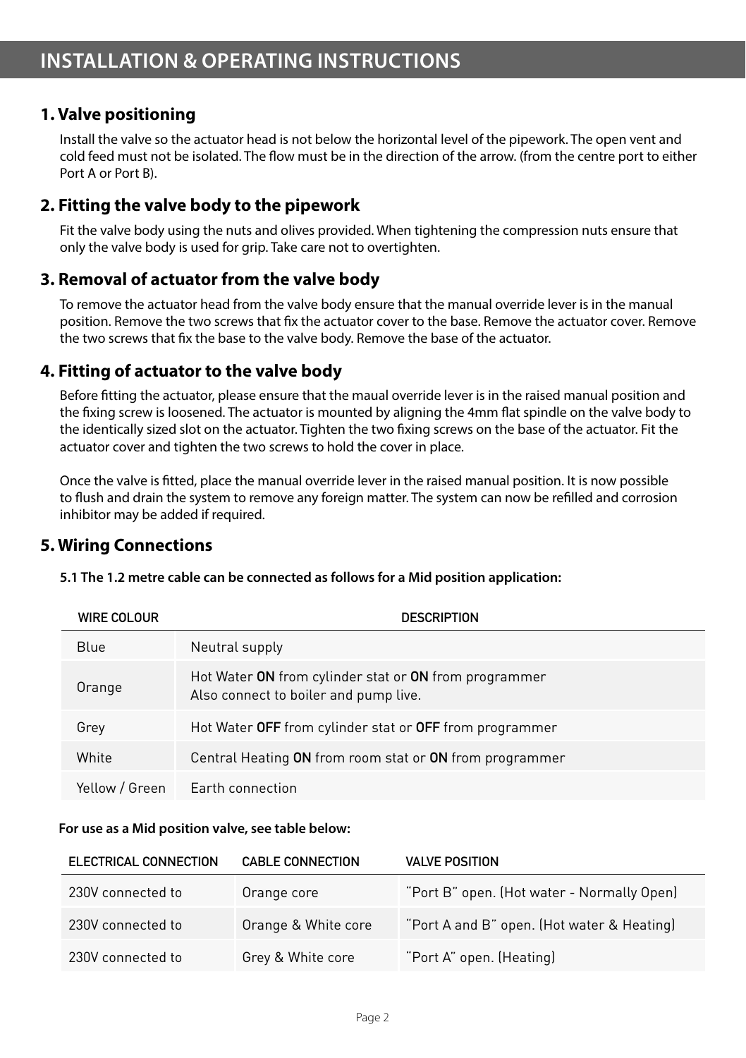# INSTALLATION & OPERATING INSTRUCTIONS

## 1. Valve positioning

Install the valve so the actuator head is not below the horizontal level of the pipework. The open vent and cold feed must not be isolated. The flow must be in the direction of the arrow. (from the centre port to either Port A or Port B).

## 2. Fitting the valve body to the pipework

Fit the valve body using the nuts and olives provided. When tightening the compression nuts ensure that only the valve body is used for grip. Take care not to overtighten.

## 3. Removal of actuator from the valve body

To remove the actuator head from the valve body ensure that the manual override lever is in the manual position. Remove the two screws that fix the actuator cover to the base. Remove the actuator cover. Remove the two screws that fix the base to the valve body. Remove the base of the actuator.

## 4. Fitting of actuator to the valve body

Before fitting the actuator, please ensure that the maual override lever is in the raised manual position and the fixing screw is loosened. The actuator is mounted by aligning the 4mm flat spindle on the valve body to the identically sized slot on the actuator. Tighten the two fixing screws on the base of the actuator. Fit the actuator cover and tighten the two screws to hold the cover in place.

Once the valve is fitted, place the manual override lever in the raised manual position. It is now possible to flush and drain the system to remove any foreign matter. The system can now be refilled and corrosion inhibitor may be added if required.

## 5. Wiring Connections

**5.1 The 1.2 metre cable can be connected as follows for a Mid position application:**

| WIRE COLOUR | DESCRIPTION |
|---|---|
| Blue | Neutral supply |
| Orange | Hot Water **ON** from cylinder stat or **ON** from programmer<br>Also connect to boiler and pump live. |
| Grey | Hot Water **OFF** from cylinder stat or **OFF** from programmer |
| White | Central Heating **ON** from room stat or **ON** from programmer |
| Yellow / Green | Earth connection |

**For use as a Mid position valve, see table below:**

| ELECTRICAL CONNECTION | CABLE CONNECTION | VALVE POSITION |
|---|---|---|
| 230V connected to | Orange core | "Port B" open. (Hot water - Normally Open) |
| 230V connected to | Orange & White core | "Port A and B" open. (Hot water & Heating) |
| 230V connected to | Grey & White core | "Port A" open. (Heating) |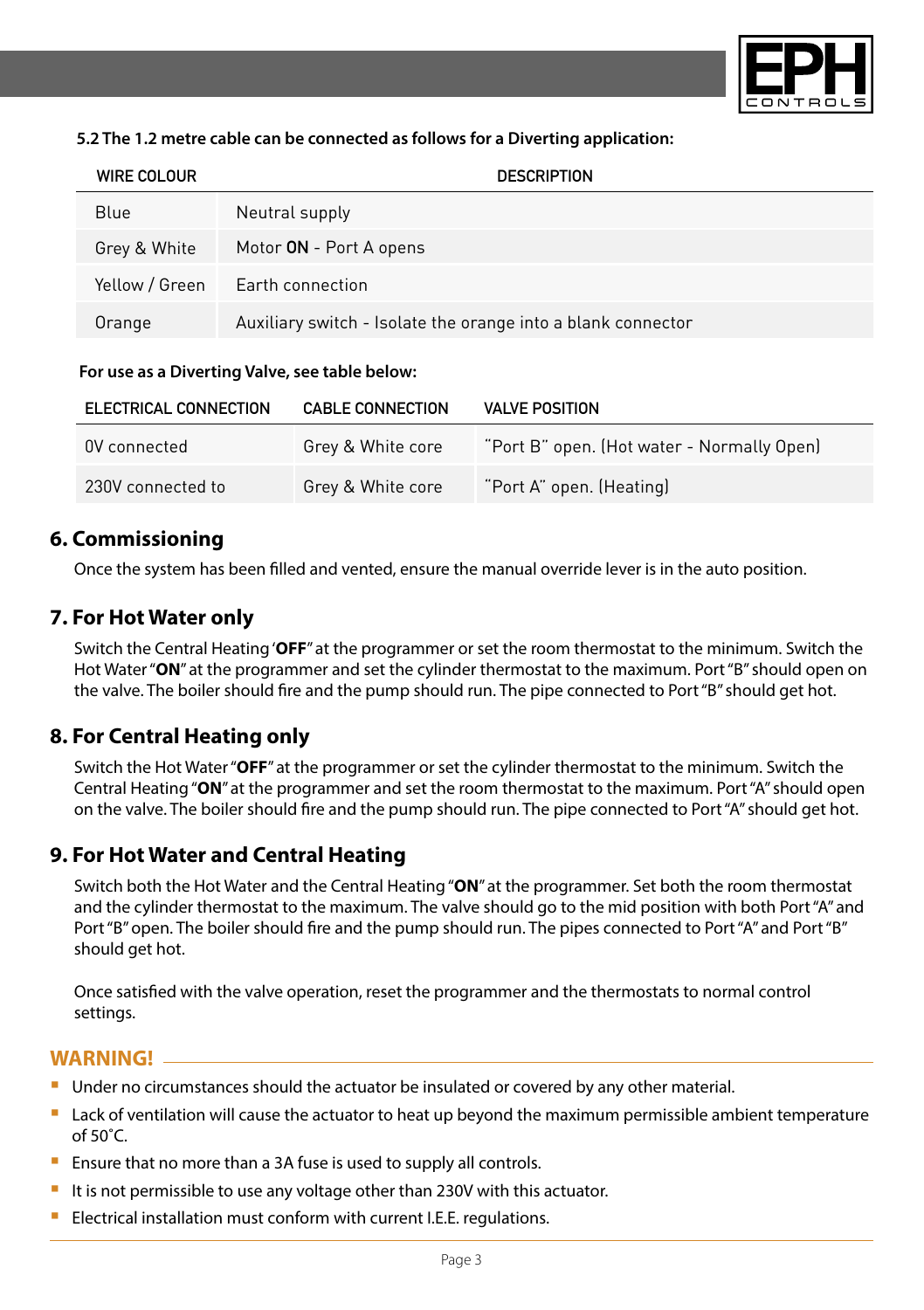**5.2 The 1.2 metre cable can be connected as follows for a Diverting application:**

| WIRE COLOUR | DESCRIPTION |
|---|---|
| Blue | Neutral supply |
| Grey & White | Motor **ON** - Port A opens |
| Yellow / Green | Earth connection |
| Orange | Auxiliary switch - Isolate the orange into a blank connector |

**For use as a Diverting Valve, see table below:**

| ELECTRICAL CONNECTION | CABLE CONNECTION | VALVE POSITION |
|---|---|---|
| 0V connected | Grey & White core | "Port B" open. (Hot water - Normally Open) |
| 230V connected to | Grey & White core | "Port A" open. (Heating) |

## 6. Commissioning

Once the system has been filled and vented, ensure the manual override lever is in the auto position.

## 7. For Hot Water only

Switch the Central Heating '**OFF**" at the programmer or set the room thermostat to the minimum. Switch the Hot Water "**ON**" at the programmer and set the cylinder thermostat to the maximum. Port "B" should open on the valve. The boiler should fire and the pump should run. The pipe connected to Port "B" should get hot.

## 8. For Central Heating only

Switch the Hot Water "**OFF**" at the programmer or set the cylinder thermostat to the minimum. Switch the Central Heating "**ON**" at the programmer and set the room thermostat to the maximum. Port "A" should open on the valve. The boiler should fire and the pump should run. The pipe connected to Port "A" should get hot.

## 9. For Hot Water and Central Heating

Switch both the Hot Water and the Central Heating "**ON**" at the programmer. Set both the room thermostat and the cylinder thermostat to the maximum. The valve should go to the mid position with both Port "A" and Port "B" open. The boiler should fire and the pump should run. The pipes connected to Port "A" and Port "B" should get hot.

Once satisfied with the valve operation, reset the programmer and the thermostats to normal control settings.

## WARNING!

- Under no circumstances should the actuator be insulated or covered by any other material.
- Lack of ventilation will cause the actuator to heat up beyond the maximum permissible ambient temperature of 50˚C.
- Ensure that no more than a 3A fuse is used to supply all controls.
- It is not permissible to use any voltage other than 230V with this actuator.
- Electrical installation must conform with current I.E.E. regulations.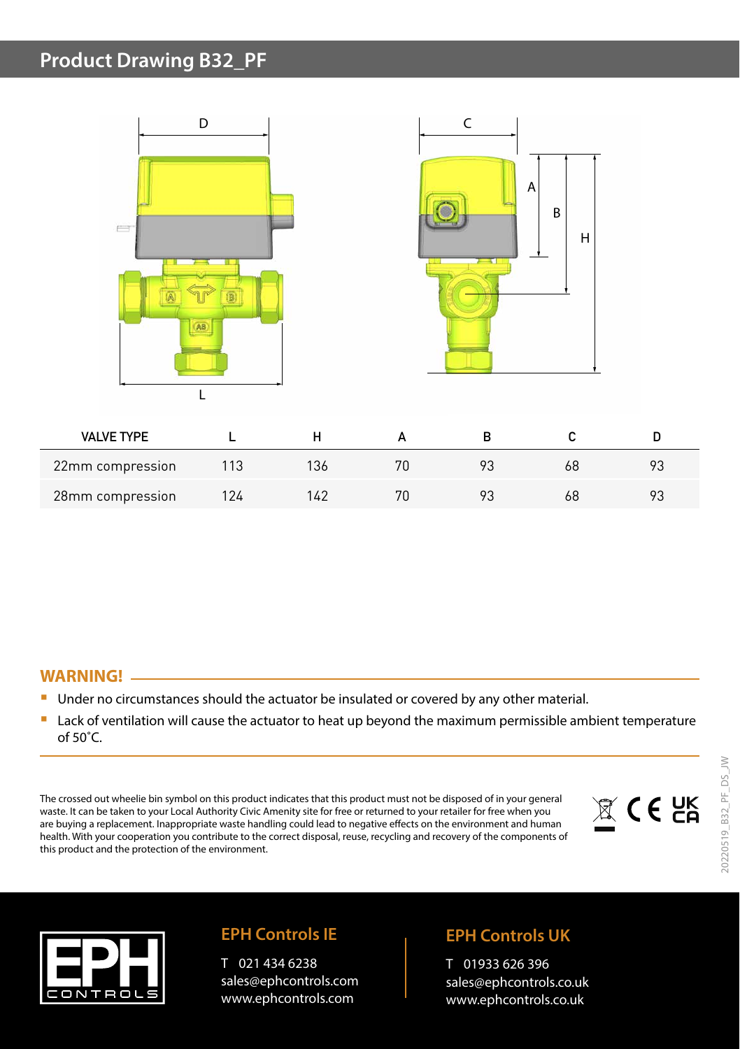## Product Drawing B32_PF

D

C

A

B

H

L

| VALVE TYPE | L | H | A | B | C | D |
|---|---|---|---|---|---|---|
| 22mm compression | 113 | 136 | 70 | 93 | 68 | 93 |
| 28mm compression | 124 | 142 | 70 | 93 | 68 | 93 |

### WARNING!

- Under no circumstances should the actuator be insulated or covered by any other material.
- Lack of ventilation will cause the actuator to heat up beyond the maximum permissible ambient temperature of 50˚C.

The crossed out wheelie bin symbol on this product indicates that this product must not be disposed of in your general waste. It can be taken to your Local Authority Civic Amenity site for free or returned to your retailer for free when you are buying a replacement. Inappropriate waste handling could lead to negative effects on the environment and human health. With your cooperation you contribute to the correct disposal, reuse, recycling and recovery of the components of this product and the protection of the environment.

20220519_B32_PF_DS_JW

### EPH Controls IE

T 021 434 6238
sales@ephcontrols.com
www.ephcontrols.com

### EPH Controls UK

T 01933 626 396
sales@ephcontrols.co.uk
www.ephcontrols.co.uk